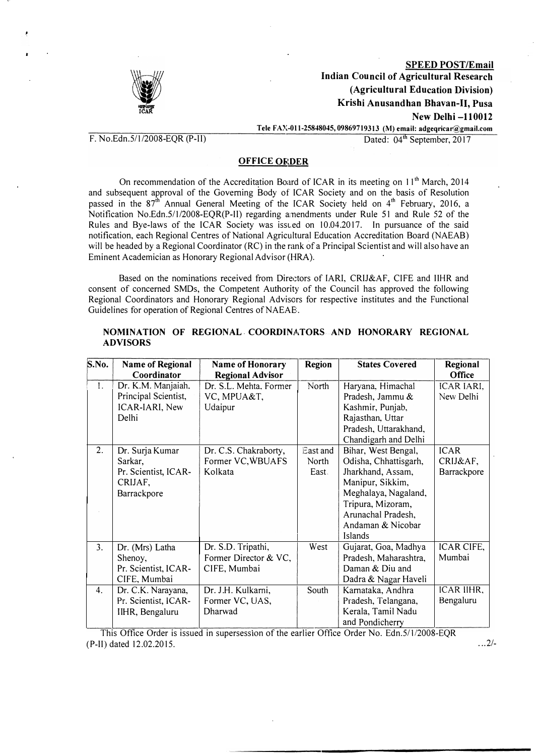**SPEED POST/Email**

**Indian Council of Agricultural Research**

**(Agricultural Education Division)**

**Krishi Anusandhan Bhavan-II, Pusa**

**New Delhi –110012**

**Tele FAX-011-25848045, 09869719313 (M) email: adgeqricar@gmail.com**

F. No.Edn.5/1/2008-EQR (P-II) Dated: 04th September, 2017

## OFFICE ORDER

On recommendation of the Accreditation Board of ICAR in its meeting on 11th March, 2014 and subsequent approval of the Governing Body of ICAR Society and on the basis of Resolution passed in the 87th Annual General Meeting of the ICAR Society held on 4th February, 2016, a Notification No.Edn.5/1/2008-EQR(P-II) regarding amendments under Rule 51 and Rule 52 of the Rules and Bye-laws of the ICAR Society was issued on 10.04.2017. In pursuance of the said notification, each Regional Centres of National Agricultural Education Accreditation Board (NAEAB) will be headed by a Regional Coordinator (RC) in the rank of a Principal Scientist and will also have an Eminent Academician as Honorary Regional Advisor (HRA).

Based on the nominations received from Directors of IARI, CRIJ&AF, CIFE and IIHR and consent of concerned SMDs, the Competent Authority of the Council has approved the following Regional Coordinators and Honorary Regional Advisors for respective institutes and the Functional Guidelines for operation of Regional Centres of NAEAB.

### NOMINATION OF REGIONAL COORDINATORS AND HONORARY REGIONAL ADVISORS

| S.No. | Name of Regional Coordinator | Name of Honorary Regional Advisor | Region | States Covered | Regional Office |
|---|---|---|---|---|---|
| 1. | Dr. K.M. Manjaiah, Principal Scientist, ICAR-IARI, New Delhi | Dr. S.L. Mehta, Former VC, MPUA&T, Udaipur | North | Haryana, Himachal Pradesh, Jammu & Kashmir, Punjab, Rajasthan, Uttar Pradesh, Uttarakhand, Chandigarh and Delhi | ICAR IARI, New Delhi |
| 2. | Dr. Surja Kumar Sarkar, Pr. Scientist, ICAR-CRIJAF, Barrackpore | Dr. C.S. Chakraborty, Former VC,WBUAFS Kolkata | East and North East. | Bihar, West Bengal, Odisha, Chhattisgarh, Jharkhand, Assam, Manipur, Sikkim, Meghalaya, Nagaland, Tripura, Mizoram, Arunachal Pradesh, Andaman & Nicobar Islands | ICAR CRIJ&AF, Barrackpore |
| 3. | Dr. (Mrs) Latha Shenoy, Pr. Scientist, ICAR-CIFE, Mumbai | Dr. S.D. Tripathi, Former Director & VC, CIFE, Mumbai | West | Gujarat, Goa, Madhya Pradesh, Maharashtra, Daman & Diu and Dadra & Nagar Haveli | ICAR CIFE, Mumbai |
| 4. | Dr. C.K. Narayana, Pr. Scientist, ICAR-IIHR, Bengaluru | Dr. J.H. Kulkarni, Former VC, UAS, Dharwad | South | Karnataka, Andhra Pradesh, Telangana, Kerala, Tamil Nadu and Pondicherry | ICAR IIHR, Bengaluru |

This Office Order is issued in supersession of the earlier Office Order No. Edn.5/1/2008-EQR (P-II) dated 12.02.2015.

...2/-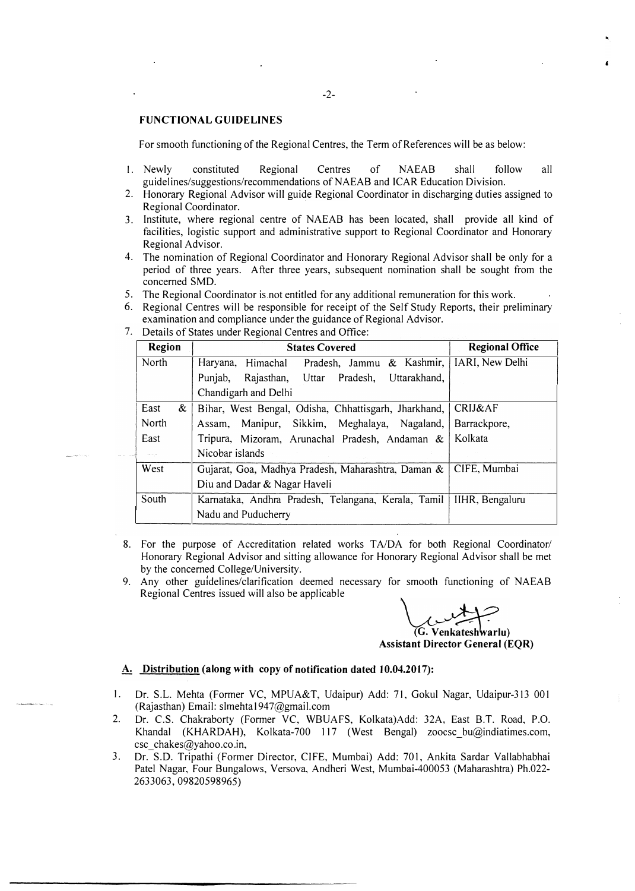## FUNCTIONAL GUIDELINES

For smooth functioning of the Regional Centres, the Term of References will be as below:

1. Newly constituted Regional Centres of NAEAB shall follow all guidelines/suggestions/recommendations of NAEAB and ICAR Education Division.
2. Honorary Regional Advisor will guide Regional Coordinator in discharging duties assigned to Regional Coordinator.
3. Institute, where regional centre of NAEAB has been located, shall provide all kind of facilities, logistic support and administrative support to Regional Coordinator and Honorary Regional Advisor.
4. The nomination of Regional Coordinator and Honorary Regional Advisor shall be only for a period of three years. After three years, subsequent nomination shall be sought from the concerned SMD.
5. The Regional Coordinator is not entitled for any additional remuneration for this work.
6. Regional Centres will be responsible for receipt of the Self Study Reports, their preliminary examination and compliance under the guidance of Regional Advisor.
7. Details of States under Regional Centres and Office:

| Region | States Covered | Regional Office |
|---|---|---|
| North | Haryana, Himachal Pradesh, Jammu & Kashmir, Punjab, Rajasthan, Uttar Pradesh, Uttarakhand, Chandigarh and Delhi | IARI, New Delhi |
| East & North East | Bihar, West Bengal, Odisha, Chhattisgarh, Jharkhand, Assam, Manipur, Sikkim, Meghalaya, Nagaland, Tripura, Mizoram, Arunachal Pradesh, Andaman & Nicobar islands | CRIJ&AF Barrackpore, Kolkata |
| West | Gujarat, Goa, Madhya Pradesh, Maharashtra, Daman & Diu and Dadar & Nagar Haveli | CIFE, Mumbai |
| South | Karnataka, Andhra Pradesh, Telangana, Kerala, Tamil Nadu and Puducherry | IIHR, Bengaluru |

8. For the purpose of Accreditation related works TA/DA for both Regional Coordinator/ Honorary Regional Advisor and sitting allowance for Honorary Regional Advisor shall be met by the concerned College/University.
9. Any other guidelines/clarification deemed necessary for smooth functioning of NAEAB Regional Centres issued will also be applicable

**(G. Venkateshwarlu)**
**Assistant Director General (EQR)**

**A. Distribution (along with copy of notification dated 10.04.2017):**

1. Dr. S.L. Mehta (Former VC, MPUA&T, Udaipur) Add: 71, Gokul Nagar, Udaipur-313 001 (Rajasthan) Email: slmehta1947@gmail.com
2. Dr. C.S. Chakraborty (Former VC, WBUAFS, Kolkata)Add: 32A, East B.T. Road, P.O. Khandal (KHARDAH), Kolkata-700 117 (West Bengal) zoocsc_bu@indiatimes.com, csc_chakes@yahoo.co.in,
3. Dr. S.D. Tripathi (Former Director, CIFE, Mumbai) Add: 701, Ankita Sardar Vallabhbhai Patel Nagar, Four Bungalows, Versova, Andheri West, Mumbai-400053 (Maharashtra) Ph.022-2633063, 09820598965)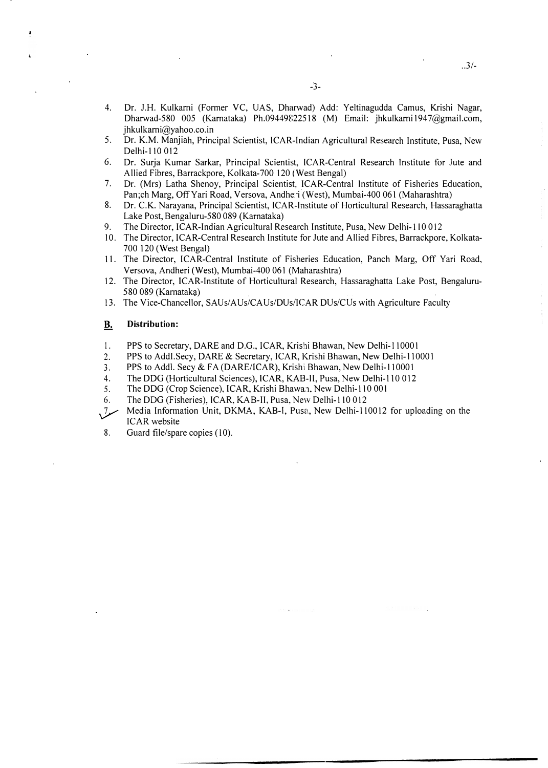4. Dr. J.H. Kulkarni (Former VC, UAS, Dharwad) Add: Yeltinagudda Camus, Krishi Nagar, Dharwad-580 005 (Karnataka) Ph.09449822518 (M) Email: jhkulkarni1947@gmail.com, jhkulkarni@yahoo.co.in
5. Dr. K.M. Manjiah, Principal Scientist, ICAR-Indian Agricultural Research Institute, Pusa, New Delhi-110 012
6. Dr. Surja Kumar Sarkar, Principal Scientist, ICAR-Central Research Institute for Jute and Allied Fibres, Barrackpore, Kolkata-700 120 (West Bengal)
7. Dr. (Mrs) Latha Shenoy, Principal Scientist, ICAR-Central Institute of Fisheries Education, Pan;ch Marg, Off Yari Road, Versova, Andheri (West), Mumbai-400 061 (Maharashtra)
8. Dr. C.K. Narayana, Principal Scientist, ICAR-Institute of Horticultural Research, Hassaraghatta Lake Post, Bengaluru-580 089 (Karnataka)
9. The Director, ICAR-Indian Agricultural Research Institute, Pusa, New Delhi-110 012
10. The Director, ICAR-Central Research Institute for Jute and Allied Fibres, Barrackpore, Kolkata-700 120 (West Bengal)
11. The Director, ICAR-Central Institute of Fisheries Education, Panch Marg, Off Yari Road, Versova, Andheri (West), Mumbai-400 061 (Maharashtra)
12. The Director, ICAR-Institute of Horticultural Research, Hassaraghatta Lake Post, Bengaluru-580 089 (Karnataka)
13. The Vice-Chancellor, SAUs/AUs/CAUs/DUs/ICAR DUs/CUs with Agriculture Faculty

## B. Distribution:

1. PPS to Secretary, DARE and D.G., ICAR, Krishi Bhawan, New Delhi-110001
2. PPS to Addl.Secy, DARE & Secretary, ICAR, Krishi Bhawan, New Delhi-110001
3. PPS to Addl. Secy & FA (DARE/ICAR), Krishi Bhawan, New Delhi-110001
4. The DDG (Horticultural Sciences), ICAR, KAB-II, Pusa, New Delhi-110 012
5. The DDG (Crop Science), ICAR, Krishi Bhawan, New Delhi-110 001
6. The DDG (Fisheries), ICAR, KAB-II, Pusa, New Delhi-110 012
7. Media Information Unit, DKMA, KAB-I, Pusa, New Delhi-110012 for uploading on the ICAR website
8. Guard file/spare copies (10).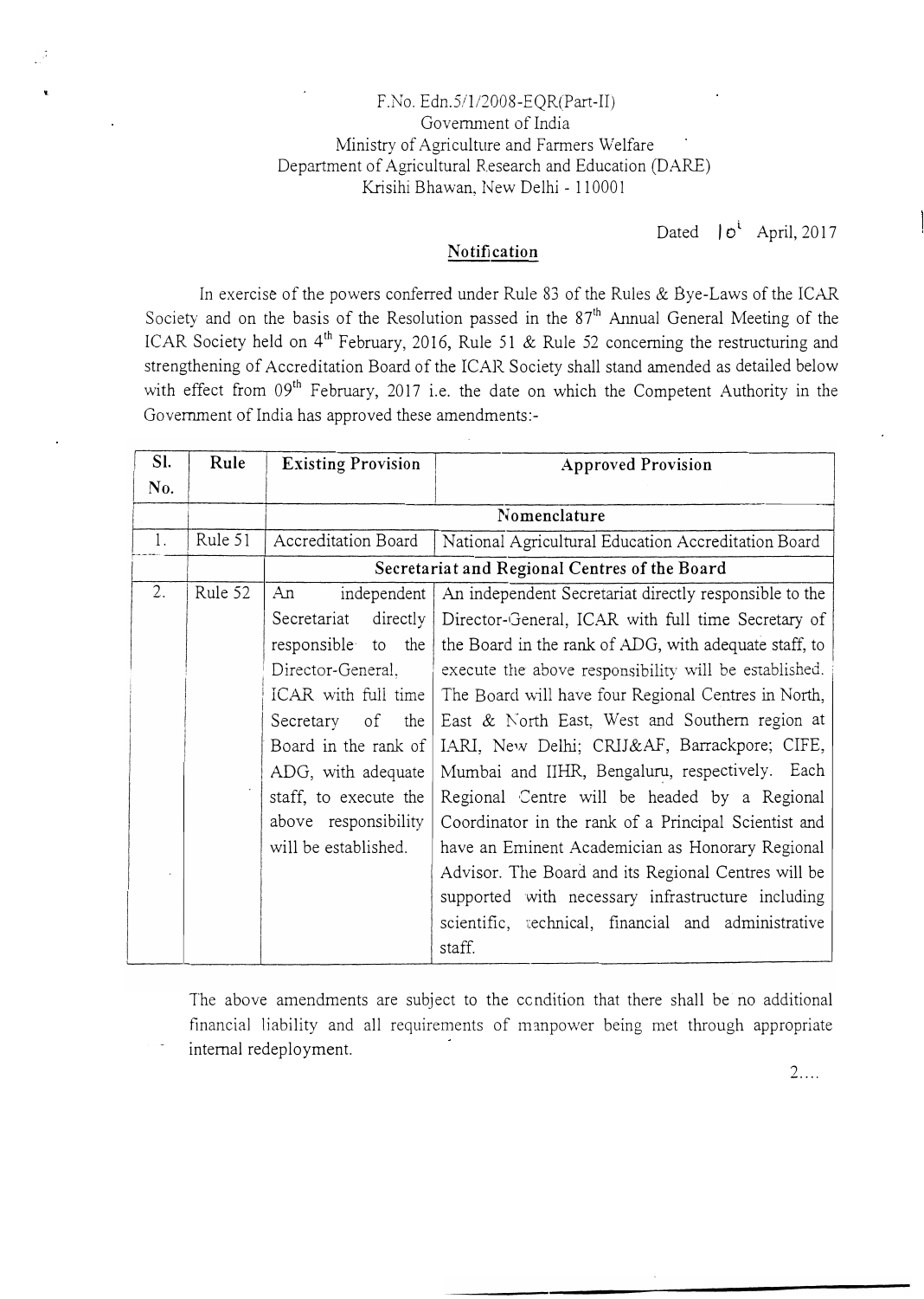F.No. Edn.5/1/2008-EQR(Part-II)
Government of India
Ministry of Agriculture and Farmers Welfare
Department of Agricultural Research and Education (DARE)
Krisihi Bhawan, New Delhi - 110001

Dated 10[t] April, 2017

## Notification

In exercise of the powers conferred under Rule 83 of the Rules & Bye-Laws of the ICAR Society and on the basis of the Resolution passed in the 87[th] Annual General Meeting of the ICAR Society held on 4[th] February, 2016, Rule 51 & Rule 52 concerning the restructuring and strengthening of Accreditation Board of the ICAR Society shall stand amended as detailed below with effect from 09[th] February, 2017 i.e. the date on which the Competent Authority in the Government of India has approved these amendments:-

| Sl. No. | Rule | Existing Provision | Approved Provision |
|---|---|---|---|
| | | **Nomenclature** | |
| 1. | Rule 51 | Accreditation Board | National Agricultural Education Accreditation Board |
| | | **Secretariat and Regional Centres of the Board** | |
| 2. | Rule 52 | An independent Secretariat directly responsible to the Director-General, ICAR with full time Secretary of the Board in the rank of ADG, with adequate staff, to execute the above responsibility will be established. | An independent Secretariat directly responsible to the Director-General, ICAR with full time Secretary of the Board in the rank of ADG, with adequate staff, to execute the above responsibility will be established. The Board will have four Regional Centres in North, East & North East, West and Southern region at IARI, New Delhi; CRIJ&AF, Barrackpore; CIFE, Mumbai and IIHR, Bengaluru, respectively. Each Regional Centre will be headed by a Regional Coordinator in the rank of a Principal Scientist and have an Eminent Academician as Honorary Regional Advisor. The Board and its Regional Centres will be supported with necessary infrastructure including scientific, technical, financial and administrative staff. |

The above amendments are subject to the condition that there shall be no additional financial liability and all requirements of manpower being met through appropriate internal redeployment.

2....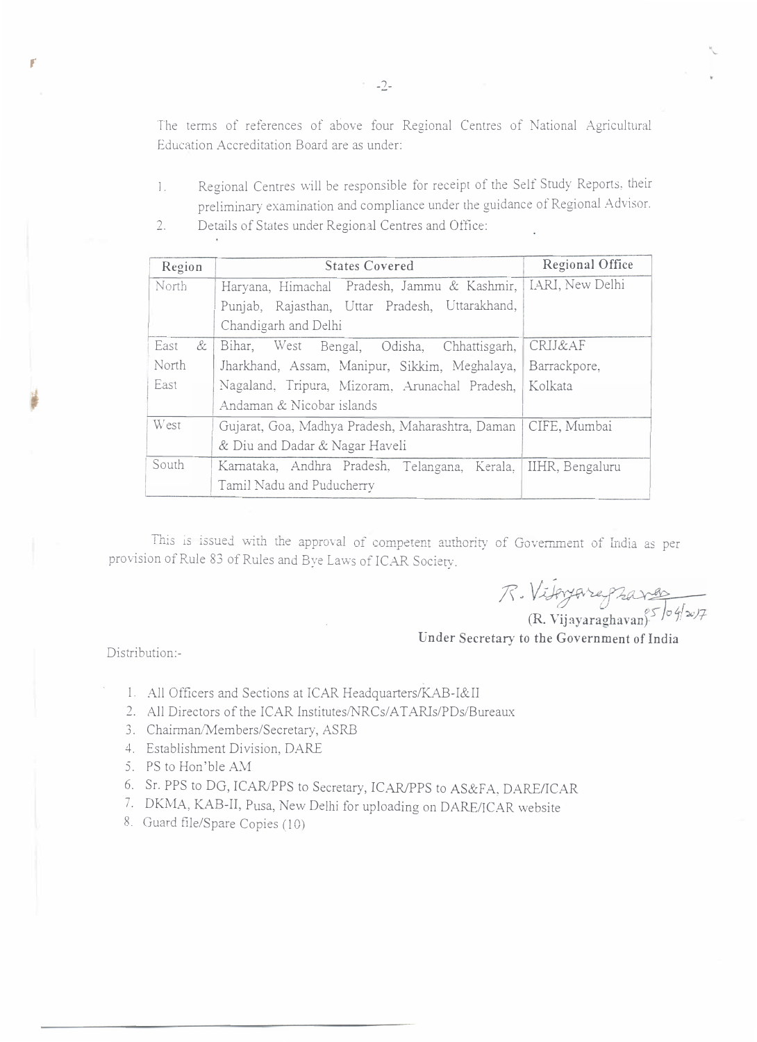The terms of references of above four Regional Centres of National Agricultural Education Accreditation Board are as under:

1. Regional Centres will be responsible for receipt of the Self Study Reports, their preliminary examination and compliance under the guidance of Regional Advisor.
2. Details of States under Regional Centres and Office:

| Region | States Covered | Regional Office |
|---|---|---|
| North | Haryana, Himachal Pradesh, Jammu & Kashmir, Punjab, Rajasthan, Uttar Pradesh, Uttarakhand, Chandigarh and Delhi | IARI, New Delhi |
| East & North East | Bihar, West Bengal, Odisha, Chhattisgarh, Jharkhand, Assam, Manipur, Sikkim, Meghalaya, Nagaland, Tripura, Mizoram, Arunachal Pradesh, Andaman & Nicobar islands | CRIJ&AF Barrackpore, Kolkata |
| West | Gujarat, Goa, Madhya Pradesh, Maharashtra, Daman & Diu and Dadar & Nagar Haveli | CIFE, Mumbai |
| South | Karnataka, Andhra Pradesh, Telangana, Kerala, Tamil Nadu and Puducherry | IIHR, Bengaluru |

This is issued with the approval of competent authority of Government of India as per provision of Rule 83 of Rules and Bye Laws of ICAR Society.

R. Vijayaraghavan 05/04/2017

(R. Vijayaraghavan)

**Under Secretary to the Government of India**

Distribution:-

1. All Officers and Sections at ICAR Headquarters/KAB-I&II
2. All Directors of the ICAR Institutes/NRCs/ATARIs/PDs/Bureaux
3. Chairman/Members/Secretary, ASRB
4. Establishment Division, DARE
5. PS to Hon'ble AM
6. Sr. PPS to DG, ICAR/PPS to Secretary, ICAR/PPS to AS&FA, DARE/ICAR
7. DKMA, KAB-II, Pusa, New Delhi for uploading on DARE/ICAR website
8. Guard file/Spare Copies (10)